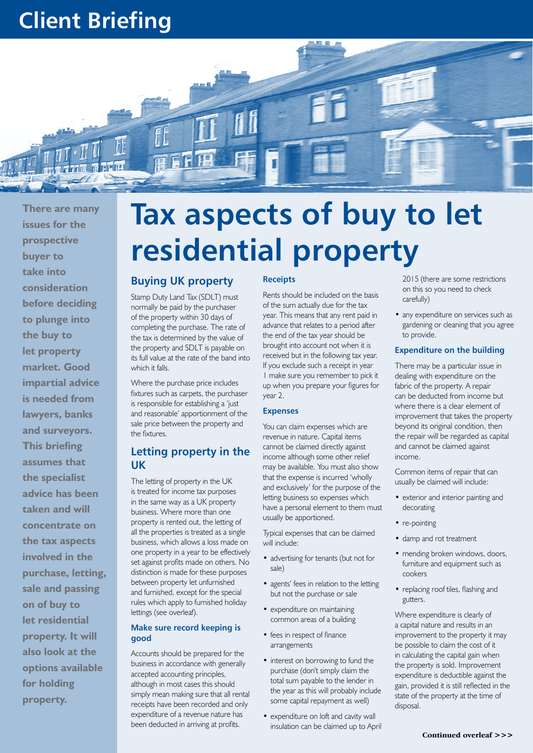# Client Briefing

There are many issues for the prospective buyer to take into consideration before deciding to plunge into the buy to let property market. Good impartial advice is needed from lawyers, banks and surveyors. This briefing assumes that the specialist advice has been taken and will concentrate on the tax aspects involved in the purchase, letting, sale and passing on of buy to let residential property. It will also look at the options available for holding property.

# Tax aspects of buy to let residential property

## Buying UK property

Stamp Duty Land Tax (SDLT) must normally be paid by the purchaser of the property within 30 days of completing the purchase. The rate of the tax is determined by the value of the property and SDLT is payable on its full value at the rate of the band into which it falls.

Where the purchase price includes fixtures such as carpets, the purchaser is responsible for establishing a 'just and reasonable' apportionment of the sale price between the property and the fixtures.

## Letting property in the UK

The letting of property in the UK is treated for income tax purposes in the same way as a UK property business. Where more than one property is rented out, the letting of all the properties is treated as a single business, which allows a loss made on one property in a year to be effectively set against profits made on others. No distinction is made for these purposes between property let unfurnished and furnished, except for the special rules which apply to furnished holiday lettings (see overleaf).

### Make sure record keeping is good

Accounts should be prepared for the business in accordance with generally accepted accounting principles, although in most cases this should simply mean making sure that all rental receipts have been recorded and only expenditure of a revenue nature has been deducted in arriving at profits.

### Receipts

Rents should be included on the basis of the sum actually due for the tax year. This means that any rent paid in advance that relates to a period after the end of the tax year should be brought into account not when it is received but in the following tax year. If you exclude such a receipt in year 1 make sure you remember to pick it up when you prepare your figures for year 2.

### Expenses

You can claim expenses which are revenue in nature. Capital items cannot be claimed directly against income although some other relief may be available. You must also show that the expense is incurred 'wholly and exclusively' for the purpose of the letting business so expenses which have a personal element to them must usually be apportioned.

Typical expenses that can be claimed will include:

- advertising for tenants (but not for sale)
- agents' fees in relation to the letting but not the purchase or sale
- expenditure on maintaining common areas of a building
- fees in respect of finance arrangements
- interest on borrowing to fund the purchase (don't simply claim the total sum payable to the lender in the year as this will probably include some capital repayment as well)
- expenditure on loft and cavity wall insulation can be claimed up to April 2015 (there are some restrictions on this so you need to check carefully)
- any expenditure on services such as gardening or cleaning that you agree to provide.

### Expenditure on the building

There may be a particular issue in dealing with expenditure on the fabric of the property. A repair can be deducted from income but where there is a clear element of improvement that takes the property beyond its original condition, then the repair will be regarded as capital and cannot be claimed against income.

Common items of repair that can usually be claimed will include:

- exterior and interior painting and decorating
- re-pointing
- damp and rot treatment
- mending broken windows, doors, furniture and equipment such as cookers
- replacing roof tiles, flashing and gutters.

Where expenditure is clearly of a capital nature and results in an improvement to the property it may be possible to claim the cost of it in calculating the capital gain when the property is sold. Improvement expenditure is deductible against the gain, provided it is still reflected in the state of the property at the time of disposal.

**Continued overleaf >>>**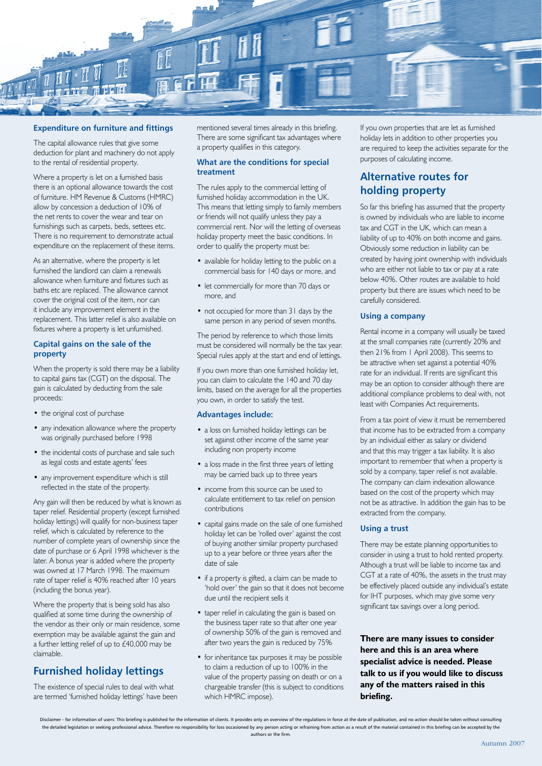### Expenditure on furniture and fittings

The capital allowance rules that give some deduction for plant and machinery do not apply to the rental of residential property.

Where a property is let on a furnished basis there is an optional allowance towards the cost of furniture. HM Revenue & Customs (HMRC) allow by concession a deduction of 10% of the net rents to cover the wear and tear on furnishings such as carpets, beds, settees etc. There is no requirement to demonstrate actual expenditure on the replacement of these items.

As an alternative, where the property is let furnished the landlord can claim a renewals allowance when furniture and fixtures such as baths etc are replaced. The allowance cannot cover the original cost of the item, nor can it include any improvement element in the replacement. This latter relief is also available on fixtures where a property is let unfurnished.

### Capital gains on the sale of the property

When the property is sold there may be a liability to capital gains tax (CGT) on the disposal. The gain is calculated by deducting from the sale proceeds:

- the original cost of purchase
- any indexation allowance where the property was originally purchased before 1998
- the incidental costs of purchase and sale such as legal costs and estate agents' fees
- any improvement expenditure which is still reflected in the state of the property.

Any gain will then be reduced by what is known as taper relief. Residential property (except furnished holiday lettings) will qualify for non-business taper relief, which is calculated by reference to the number of complete years of ownership since the date of purchase or 6 April 1998 whichever is the later. A bonus year is added where the property was owned at 17 March 1998. The maximum rate of taper relief is 40% reached after 10 years (including the bonus year).

Where the property that is being sold has also qualified at some time during the ownership of the vendor as their only or main residence, some exemption may be available against the gain and a further letting relief of up to £40,000 may be claimable.

## Furnished holiday lettings

The existence of special rules to deal with what are termed 'furnished holiday lettings' have been mentioned several times already in this briefing. There are some significant tax advantages where a property qualifies in this category.

### What are the conditions for special treatment

The rules apply to the commercial letting of furnished holiday accommodation in the UK. This means that letting simply to family members or friends will not qualify unless they pay a commercial rent. Nor will the letting of overseas holiday property meet the basic conditions. In order to qualify the property must be:

- available for holiday letting to the public on a commercial basis for 140 days or more, and
- let commercially for more than 70 days or more, and
- not occupied for more than 31 days by the same person in any period of seven months.

The period by reference to which those limits must be considered will normally be the tax year. Special rules apply at the start and end of lettings.

If you own more than one furnished holiday let, you can claim to calculate the 140 and 70 day limits, based on the average for all the properties you own, in order to satisfy the test.

### Advantages include:

- a loss on furnished holiday lettings can be set against other income of the same year including non property income
- a loss made in the first three years of letting may be carried back up to three years
- income from this source can be used to calculate entitlement to tax relief on pension contributions
- capital gains made on the sale of one furnished holiday let can be 'rolled over' against the cost of buying another similar property purchased up to a year before or three years after the date of sale
- if a property is gifted, a claim can be made to 'hold over' the gain so that it does not become due until the recipient sells it
- taper relief in calculating the gain is based on the business taper rate so that after one year of ownership 50% of the gain is removed and after two years the gain is reduced by 75%
- for inheritance tax purposes it may be possible to claim a reduction of up to 100% in the value of the property passing on death or on a chargeable transfer (this is subject to conditions which HMRC impose).

If you own properties that are let as furnished holiday lets in addition to other properties you are required to keep the activities separate for the purposes of calculating income.

## Alternative routes for holding property

So far this briefing has assumed that the property is owned by individuals who are liable to income tax and CGT in the UK, which can mean a liability of up to 40% on both income and gains. Obviously some reduction in liability can be created by having joint ownership with individuals who are either not liable to tax or pay at a rate below 40%. Other routes are available to hold property but there are issues which need to be carefully considered.

### Using a company

Rental income in a company will usually be taxed at the small companies rate (currently 20% and then 21% from 1 April 2008). This seems to be attractive when set against a potential 40% rate for an individual. If rents are significant this may be an option to consider although there are additional compliance problems to deal with, not least with Companies Act requirements.

From a tax point of view it must be remembered that income has to be extracted from a company by an individual either as salary or dividend and that this may trigger a tax liability. It is also important to remember that when a property is sold by a company, taper relief is not available. The company can claim indexation allowance based on the cost of the property which may not be as attractive. In addition the gain has to be extracted from the company.

### Using a trust

There may be estate planning opportunities to consider in using a trust to hold rented property. Although a trust will be liable to income tax and CGT at a rate of 40%, the assets in the trust may be effectively placed outside any individual's estate for IHT purposes, which may give some very significant tax savings over a long period.

**There are many issues to consider here and this is an area where specialist advice is needed. Please talk to us if you would like to discuss any of the matters raised in this briefing.**

Disclaimer - for information of users: This briefing is published for the information of clients. It provides only an overview of the regulations in force at the date of publication, and no action should be taken without consulting the detailed legislation or seeking professional advice. Therefore no responsibility for loss occasioned by any person acting or refraining from action as a result of the material contained in this briefing can be accepted by the authors or the firm.

Autumn 2007